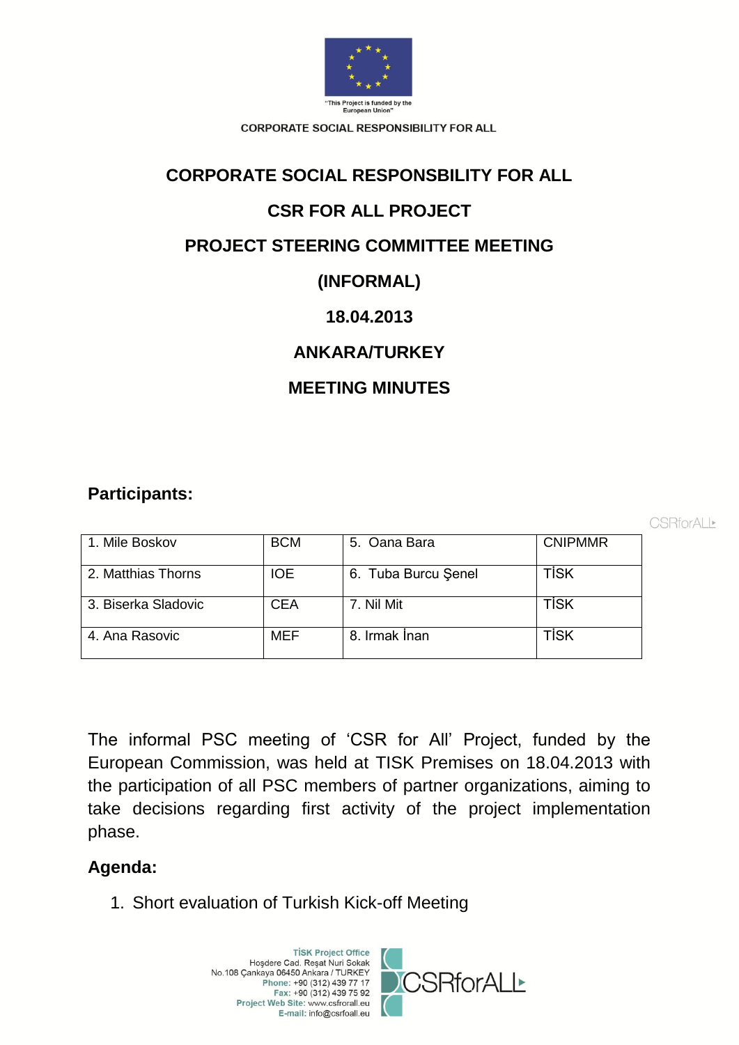"This Project is funded by the European Union"

CORPORATE SOCIAL RESPONSIBILITY FOR ALL

# CORPORATE SOCIAL RESPONSBILITY FOR ALL

# CSR FOR ALL PROJECT

# PROJECT STEERING COMMITTEE MEETING

# (INFORMAL)

# 18.04.2013

# ANKARA/TURKEY

# MEETING MINUTES

## Participants:

| | | | |
|---|---|---|---|
| 1. Mile Boskov | BCM | 5. Oana Bara | CNIPMMR |
| 2. Matthias Thorns | IOE | 6. Tuba Burcu Şenel | TİSK |
| 3. Biserka Sladovic | CEA | 7. Nil Mit | TİSK |
| 4. Ana Rasovic | MEF | 8. Irmak İnan | TİSK |

The informal PSC meeting of 'CSR for All' Project, funded by the European Commission, was held at TISK Premises on 18.04.2013 with the participation of all PSC members of partner organizations, aiming to take decisions regarding first activity of the project implementation phase.

## Agenda:

1. Short evaluation of Turkish Kick-off Meeting

TİSK Project Office
Hoşdere Cad. Reşat Nuri Sokak
No.108 Çankaya 06450 Ankara / TURKEY
Phone: +90 (312) 439 77 17
Fax: +90 (312) 439 75 92
Project Web Site: www.csfrorall.eu
E-mail: info@csrfoall.eu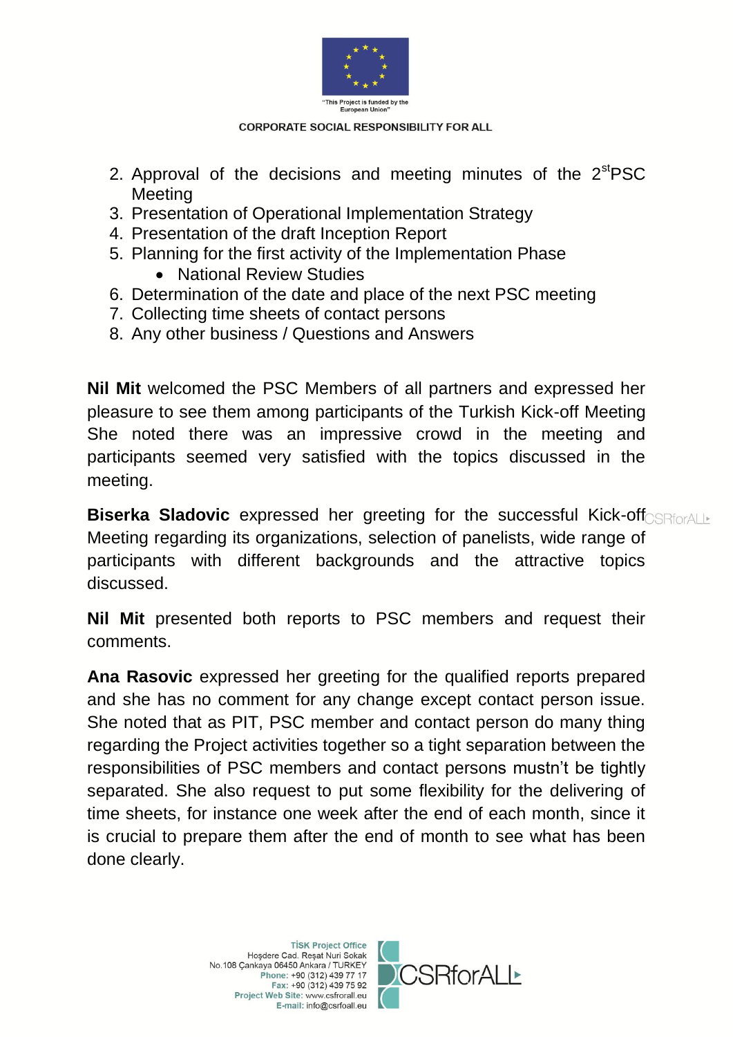2. Approval of the decisions and meeting minutes of the 2st PSC Meeting
3. Presentation of Operational Implementation Strategy
4. Presentation of the draft Inception Report
5. Planning for the first activity of the Implementation Phase
    - National Review Studies
6. Determination of the date and place of the next PSC meeting
7. Collecting time sheets of contact persons
8. Any other business / Questions and Answers

**Nil Mit** welcomed the PSC Members of all partners and expressed her pleasure to see them among participants of the Turkish Kick-off Meeting She noted there was an impressive crowd in the meeting and participants seemed very satisfied with the topics discussed in the meeting.

**Biserka Sladovic** expressed her greeting for the successful Kick-off Meeting regarding its organizations, selection of panelists, wide range of participants with different backgrounds and the attractive topics discussed.

**Nil Mit** presented both reports to PSC members and request their comments.

**Ana Rasovic** expressed her greeting for the qualified reports prepared and she has no comment for any change except contact person issue. She noted that as PIT, PSC member and contact person do many thing regarding the Project activities together so a tight separation between the responsibilities of PSC members and contact persons mustn't be tightly separated. She also request to put some flexibility for the delivering of time sheets, for instance one week after the end of each month, since it is crucial to prepare them after the end of month to see what has been done clearly.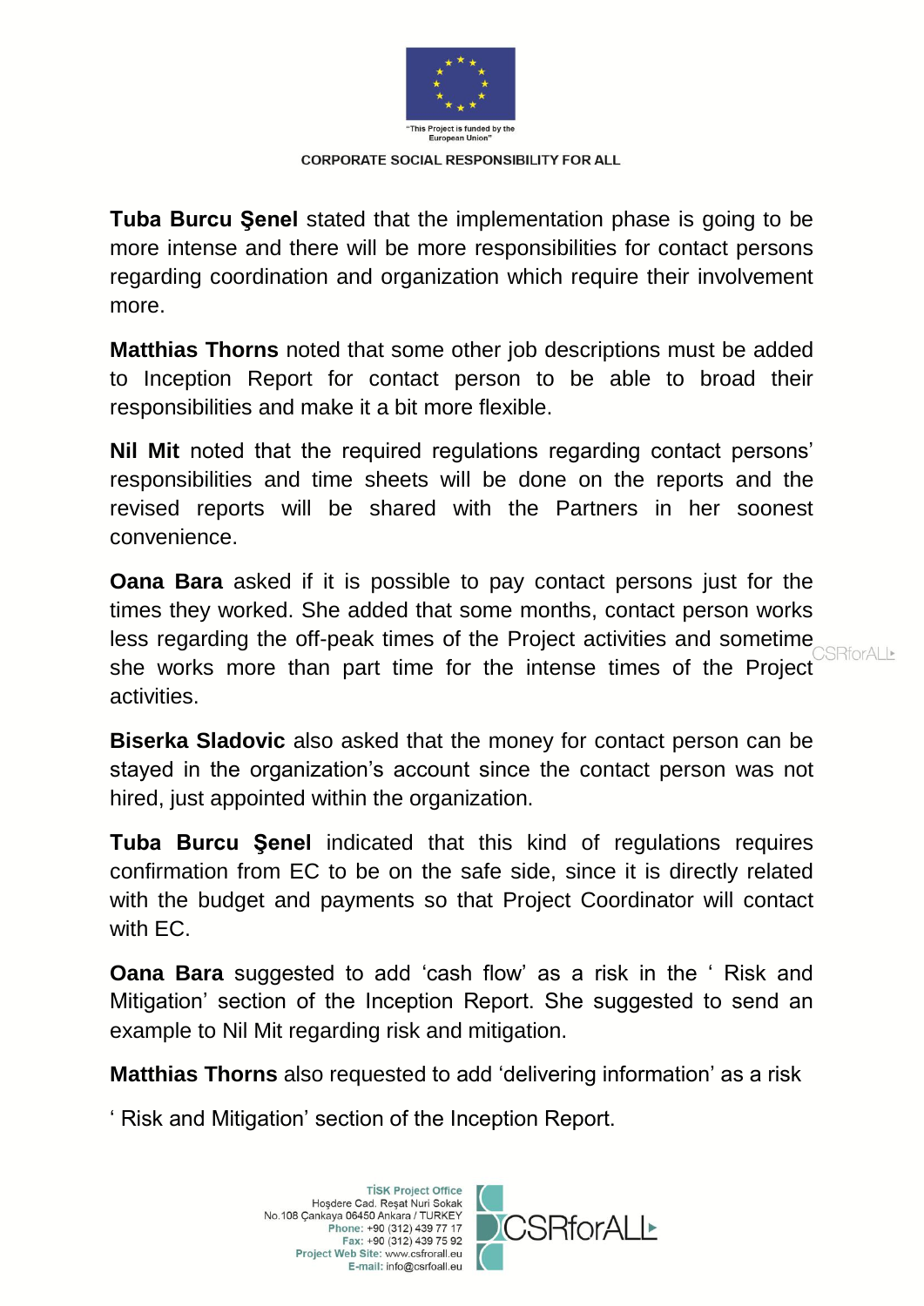**Tuba Burcu Şenel** stated that the implementation phase is going to be more intense and there will be more responsibilities for contact persons regarding coordination and organization which require their involvement more.

**Matthias Thorns** noted that some other job descriptions must be added to Inception Report for contact person to be able to broad their responsibilities and make it a bit more flexible.

**Nil Mit** noted that the required regulations regarding contact persons' responsibilities and time sheets will be done on the reports and the revised reports will be shared with the Partners in her soonest convenience.

**Oana Bara** asked if it is possible to pay contact persons just for the times they worked. She added that some months, contact person works less regarding the off-peak times of the Project activities and sometime she works more than part time for the intense times of the Project activities.

**Biserka Sladovic** also asked that the money for contact person can be stayed in the organization's account since the contact person was not hired, just appointed within the organization.

**Tuba Burcu Şenel** indicated that this kind of regulations requires confirmation from EC to be on the safe side, since it is directly related with the budget and payments so that Project Coordinator will contact with EC.

**Oana Bara** suggested to add 'cash flow' as a risk in the ' Risk and Mitigation' section of the Inception Report. She suggested to send an example to Nil Mit regarding risk and mitigation.

**Matthias Thorns** also requested to add 'delivering information' as a risk

' Risk and Mitigation' section of the Inception Report.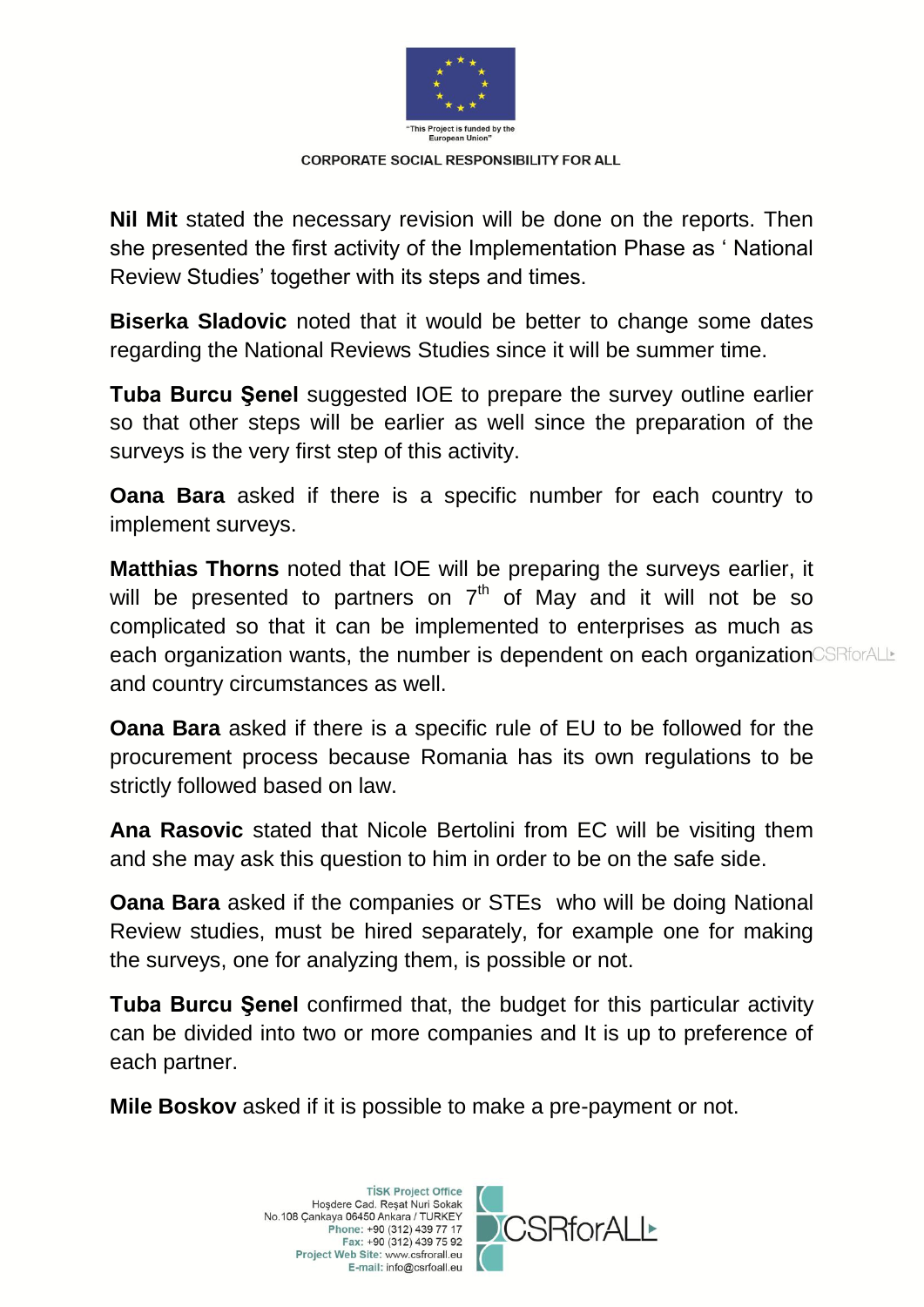**Nil Mit** stated the necessary revision will be done on the reports. Then she presented the first activity of the Implementation Phase as ' National Review Studies' together with its steps and times.

**Biserka Sladovic** noted that it would be better to change some dates regarding the National Reviews Studies since it will be summer time.

**Tuba Burcu Şenel** suggested IOE to prepare the survey outline earlier so that other steps will be earlier as well since the preparation of the surveys is the very first step of this activity.

**Oana Bara** asked if there is a specific number for each country to implement surveys.

**Matthias Thorns** noted that IOE will be preparing the surveys earlier, it will be presented to partners on 7th of May and it will not be so complicated so that it can be implemented to enterprises as much as each organization wants, the number is dependent on each organization and country circumstances as well.

**Oana Bara** asked if there is a specific rule of EU to be followed for the procurement process because Romania has its own regulations to be strictly followed based on law.

**Ana Rasovic** stated that Nicole Bertolini from EC will be visiting them and she may ask this question to him in order to be on the safe side.

**Oana Bara** asked if the companies or STEs who will be doing National Review studies, must be hired separately, for example one for making the surveys, one for analyzing them, is possible or not.

**Tuba Burcu Şenel** confirmed that, the budget for this particular activity can be divided into two or more companies and It is up to preference of each partner.

**Mile Boskov** asked if it is possible to make a pre-payment or not.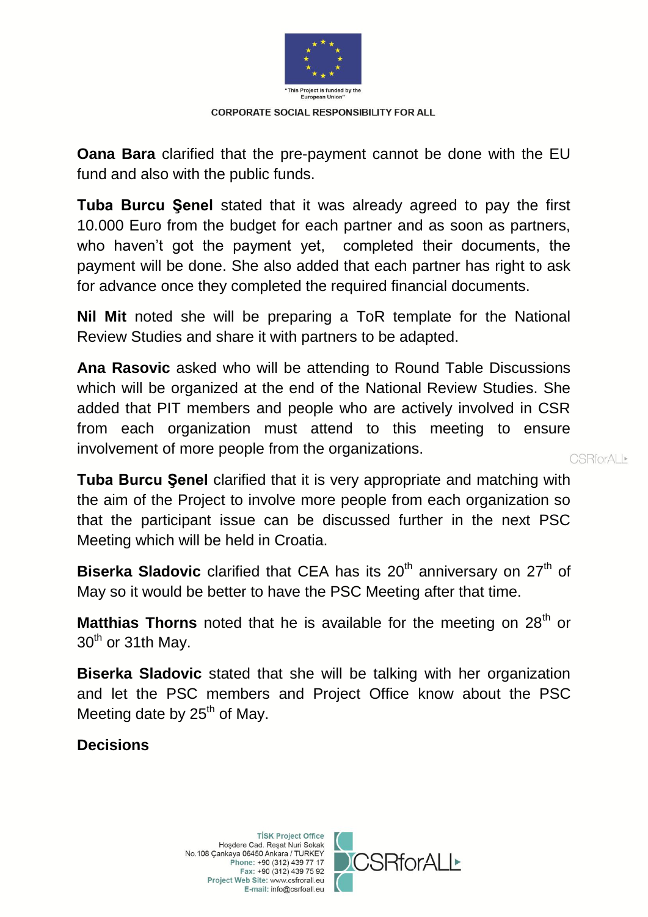**Oana Bara** clarified that the pre-payment cannot be done with the EU fund and also with the public funds.

**Tuba Burcu Şenel** stated that it was already agreed to pay the first 10.000 Euro from the budget for each partner and as soon as partners, who haven't got the payment yet, completed their documents, the payment will be done. She also added that each partner has right to ask for advance once they completed the required financial documents.

**Nil Mit** noted she will be preparing a ToR template for the National Review Studies and share it with partners to be adapted.

**Ana Rasovic** asked who will be attending to Round Table Discussions which will be organized at the end of the National Review Studies. She added that PIT members and people who are actively involved in CSR from each organization must attend to this meeting to ensure involvement of more people from the organizations.

**Tuba Burcu Şenel** clarified that it is very appropriate and matching with the aim of the Project to involve more people from each organization so that the participant issue can be discussed further in the next PSC Meeting which will be held in Croatia.

**Biserka Sladovic** clarified that CEA has its 20th anniversary on 27th of May so it would be better to have the PSC Meeting after that time.

**Matthias Thorns** noted that he is available for the meeting on 28th or 30th or 31th May.

**Biserka Sladovic** stated that she will be talking with her organization and let the PSC members and Project Office know about the PSC Meeting date by 25th of May.

**Decisions**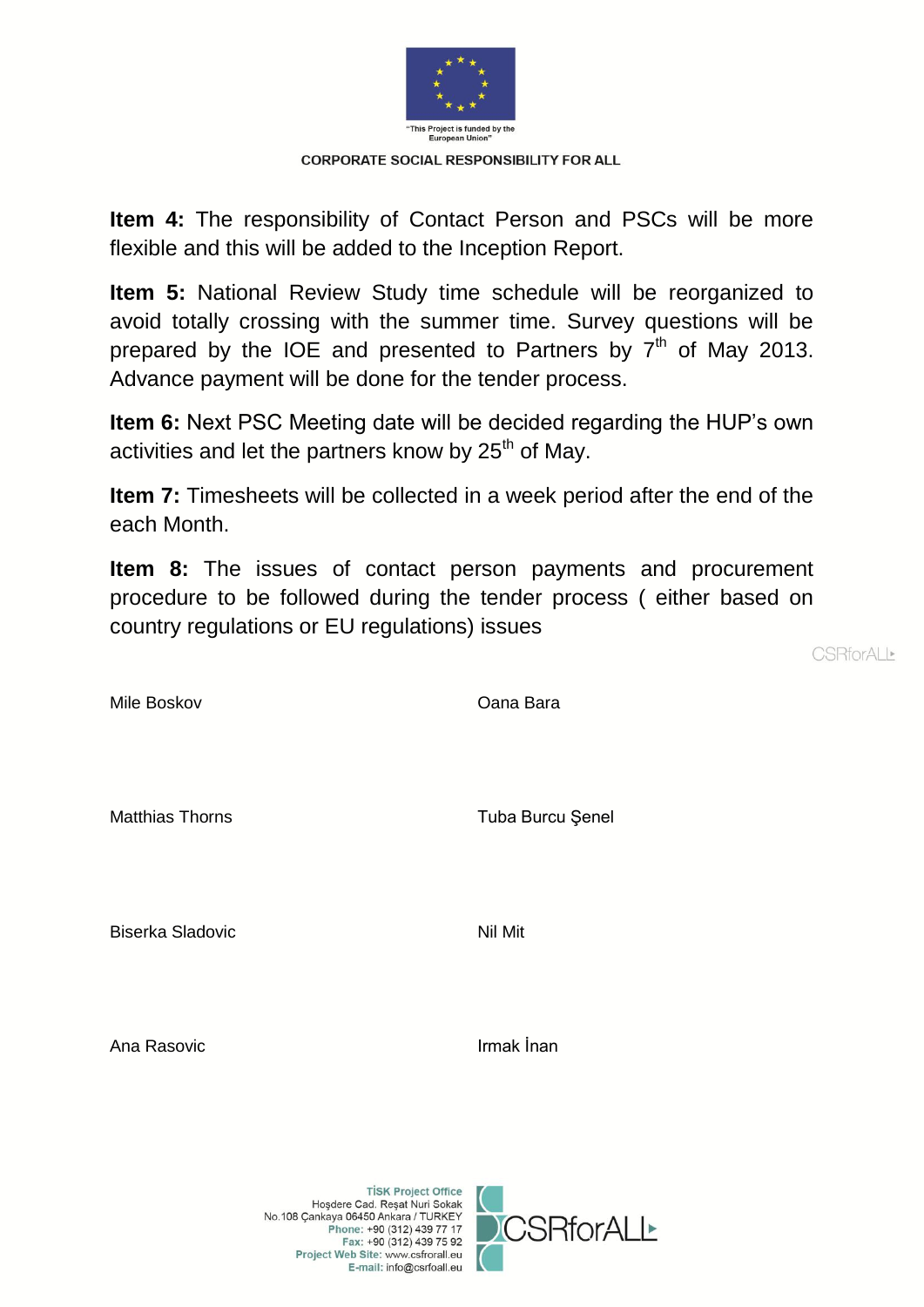**Item 4:** The responsibility of Contact Person and PSCs will be more flexible and this will be added to the Inception Report.

**Item 5:** National Review Study time schedule will be reorganized to avoid totally crossing with the summer time. Survey questions will be prepared by the IOE and presented to Partners by 7th of May 2013. Advance payment will be done for the tender process.

**Item 6:** Next PSC Meeting date will be decided regarding the HUP's own activities and let the partners know by 25th of May.

**Item 7:** Timesheets will be collected in a week period after the end of the each Month.

**Item 8:** The issues of contact person payments and procurement procedure to be followed during the tender process ( either based on country regulations or EU regulations) issues

| | |
|---|---|
| Mile Boskov | Oana Bara |
| Matthias Thorns | Tuba Burcu Şenel |
| Biserka Sladovic | Nil Mit |
| Ana Rasovic | Irmak İnan |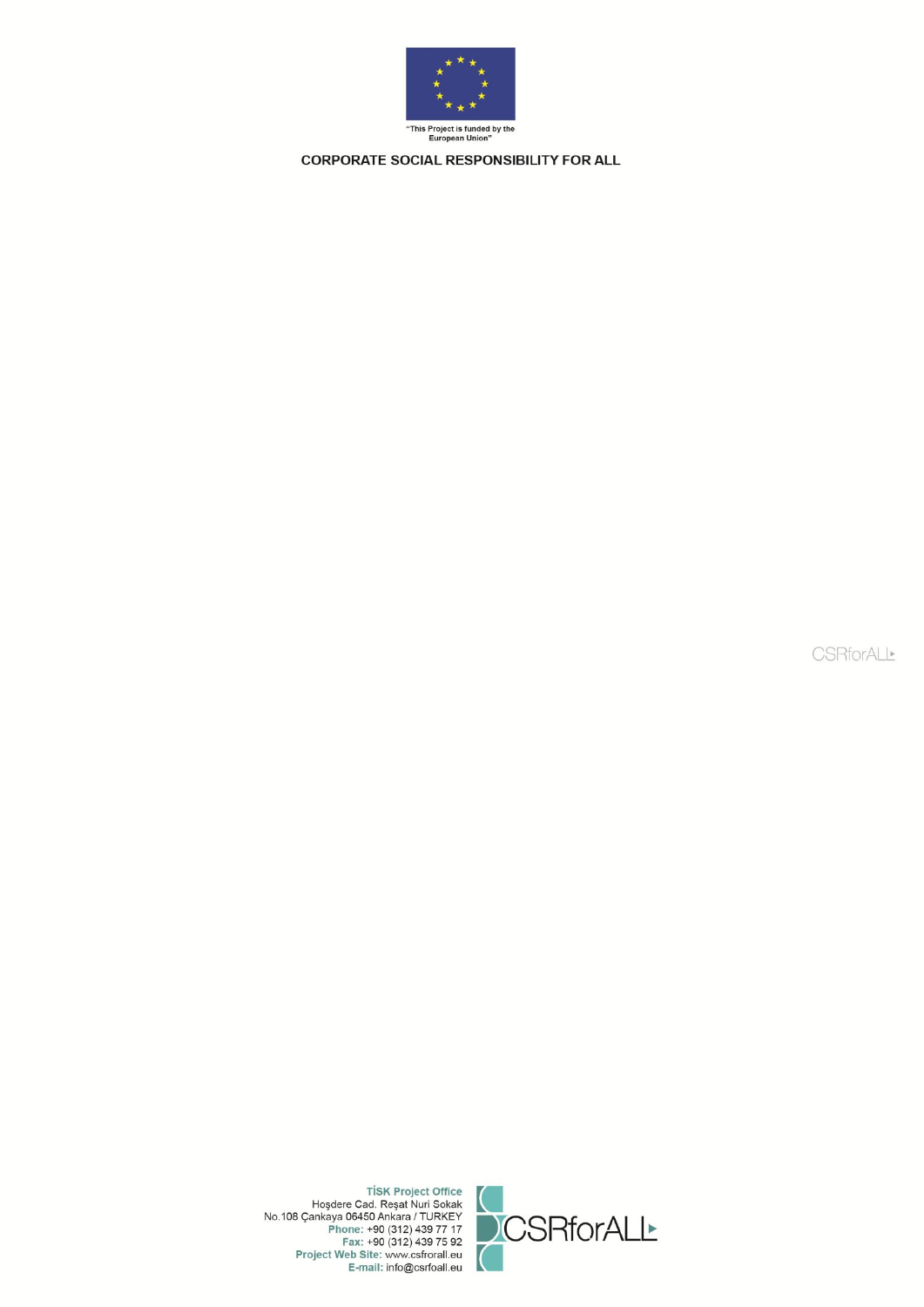"This Project is funded by the European Union"

CORPORATE SOCIAL RESPONSIBILITY FOR ALL

CSRforALL

**TİSK Project Office**
Hoşdere Cad. Reşat Nuri Sokak
No.108 Çankaya 06450 Ankara / TURKEY
**Phone:** +90 (312) 439 77 17
**Fax:** +90 (312) 439 75 92
**Project Web Site:** www.csfrorall.eu
**E-mail:** info@csrfoall.eu

CSRforALL